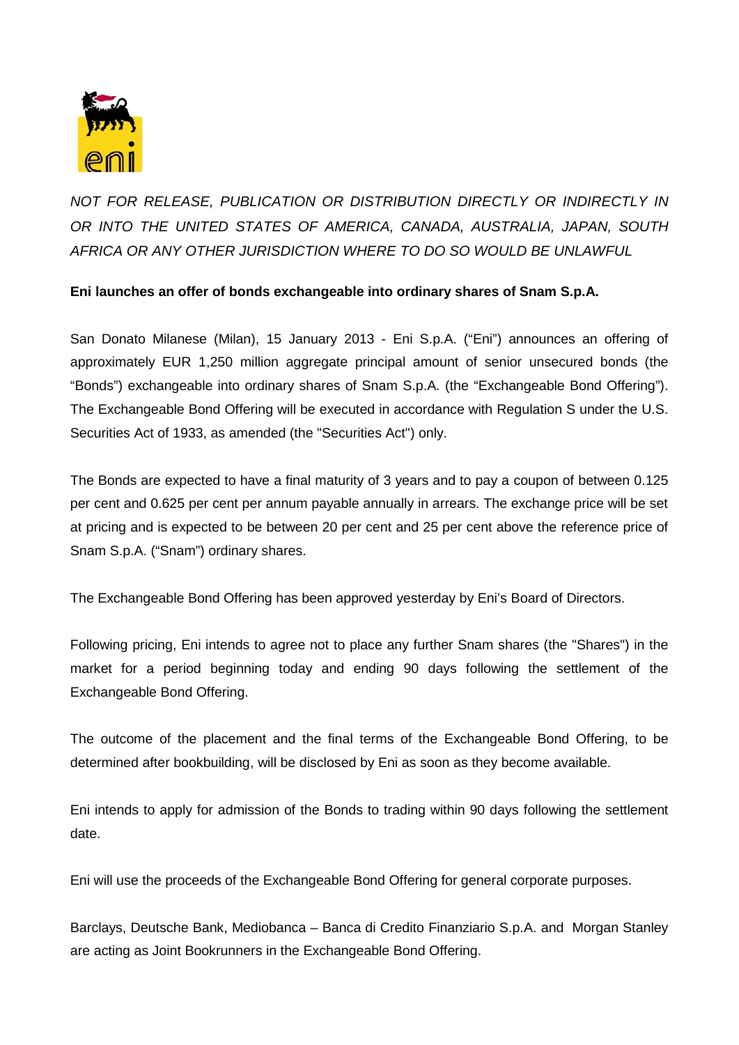*NOT FOR RELEASE, PUBLICATION OR DISTRIBUTION DIRECTLY OR INDIRECTLY IN OR INTO THE UNITED STATES OF AMERICA, CANADA, AUSTRALIA, JAPAN, SOUTH AFRICA OR ANY OTHER JURISDICTION WHERE TO DO SO WOULD BE UNLAWFUL*

**Eni launches an offer of bonds exchangeable into ordinary shares of Snam S.p.A.**

San Donato Milanese (Milan), 15 January 2013 - Eni S.p.A. ("Eni") announces an offering of approximately EUR 1,250 million aggregate principal amount of senior unsecured bonds (the "Bonds") exchangeable into ordinary shares of Snam S.p.A. (the "Exchangeable Bond Offering"). The Exchangeable Bond Offering will be executed in accordance with Regulation S under the U.S. Securities Act of 1933, as amended (the "Securities Act") only.

The Bonds are expected to have a final maturity of 3 years and to pay a coupon of between 0.125 per cent and 0.625 per cent per annum payable annually in arrears. The exchange price will be set at pricing and is expected to be between 20 per cent and 25 per cent above the reference price of Snam S.p.A. ("Snam") ordinary shares.

The Exchangeable Bond Offering has been approved yesterday by Eni's Board of Directors.

Following pricing, Eni intends to agree not to place any further Snam shares (the "Shares") in the market for a period beginning today and ending 90 days following the settlement of the Exchangeable Bond Offering.

The outcome of the placement and the final terms of the Exchangeable Bond Offering, to be determined after bookbuilding, will be disclosed by Eni as soon as they become available.

Eni intends to apply for admission of the Bonds to trading within 90 days following the settlement date.

Eni will use the proceeds of the Exchangeable Bond Offering for general corporate purposes.

Barclays, Deutsche Bank, Mediobanca – Banca di Credito Finanziario S.p.A. and Morgan Stanley are acting as Joint Bookrunners in the Exchangeable Bond Offering.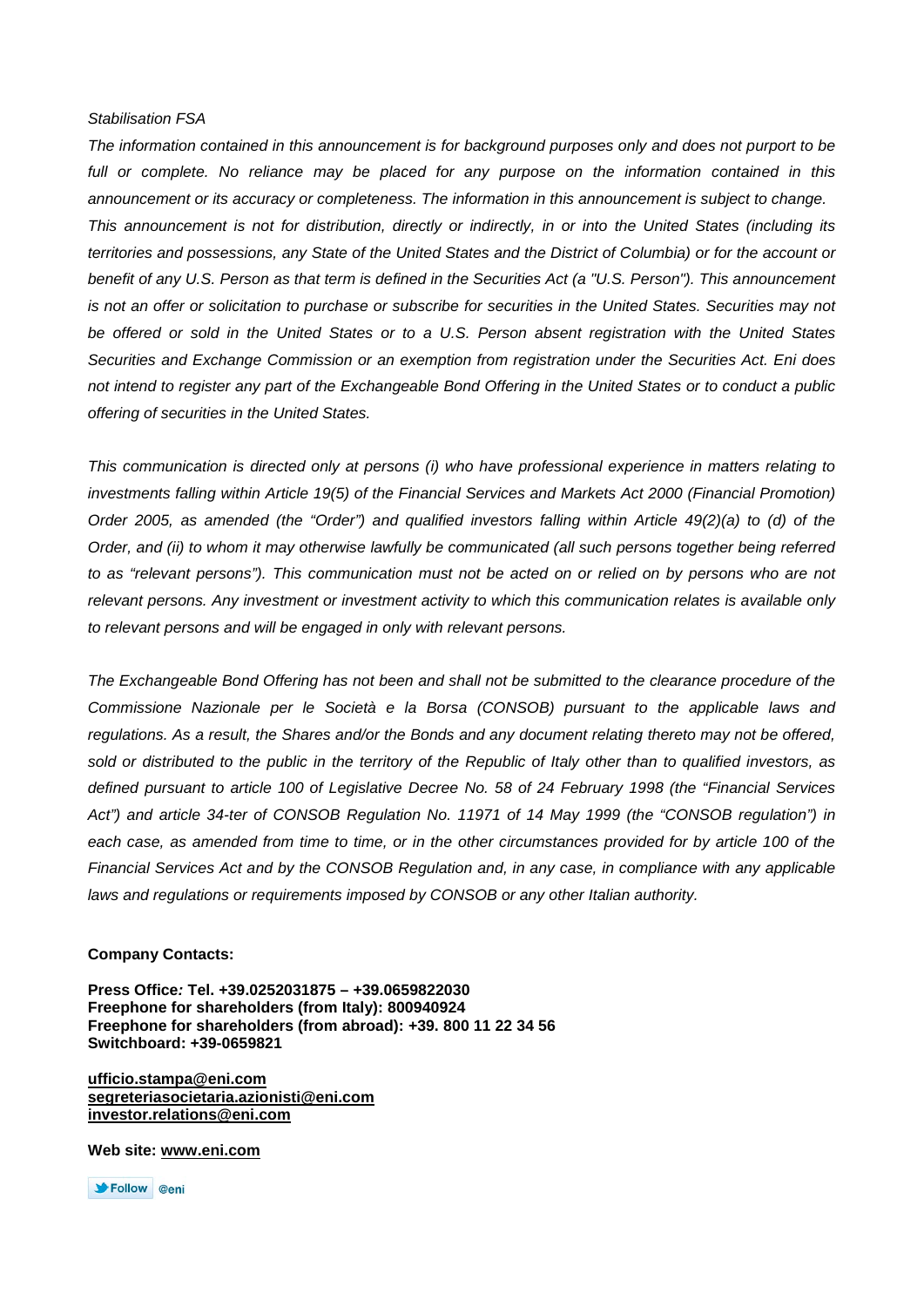*Stabilisation FSA*

*The information contained in this announcement is for background purposes only and does not purport to be full or complete. No reliance may be placed for any purpose on the information contained in this announcement or its accuracy or completeness. The information in this announcement is subject to change.*

*This announcement is not for distribution, directly or indirectly, in or into the United States (including its territories and possessions, any State of the United States and the District of Columbia) or for the account or benefit of any U.S. Person as that term is defined in the Securities Act (a "U.S. Person"). This announcement is not an offer or solicitation to purchase or subscribe for securities in the United States. Securities may not be offered or sold in the United States or to a U.S. Person absent registration with the United States Securities and Exchange Commission or an exemption from registration under the Securities Act. Eni does not intend to register any part of the Exchangeable Bond Offering in the United States or to conduct a public offering of securities in the United States.*

*This communication is directed only at persons (i) who have professional experience in matters relating to investments falling within Article 19(5) of the Financial Services and Markets Act 2000 (Financial Promotion) Order 2005, as amended (the "Order") and qualified investors falling within Article 49(2)(a) to (d) of the Order, and (ii) to whom it may otherwise lawfully be communicated (all such persons together being referred to as "relevant persons"). This communication must not be acted on or relied on by persons who are not relevant persons. Any investment or investment activity to which this communication relates is available only to relevant persons and will be engaged in only with relevant persons.*

*The Exchangeable Bond Offering has not been and shall not be submitted to the clearance procedure of the Commissione Nazionale per le Società e la Borsa (CONSOB) pursuant to the applicable laws and regulations. As a result, the Shares and/or the Bonds and any document relating thereto may not be offered, sold or distributed to the public in the territory of the Republic of Italy other than to qualified investors, as defined pursuant to article 100 of Legislative Decree No. 58 of 24 February 1998 (the "Financial Services Act") and article 34-ter of CONSOB Regulation No. 11971 of 14 May 1999 (the "CONSOB regulation") in each case, as amended from time to time, or in the other circumstances provided for by article 100 of the Financial Services Act and by the CONSOB Regulation and, in any case, in compliance with any applicable laws and regulations or requirements imposed by CONSOB or any other Italian authority.*

**Company Contacts:**

**Press Office: Tel. +39.0252031875 – +39.0659822030**
**Freephone for shareholders (from Italy): 800940924**
**Freephone for shareholders (from abroad): +39. 800 11 22 34 56**
**Switchboard: +39-0659821**

**ufficio.stampa@eni.com**
**segreteriasocietaria.azionisti@eni.com**
**investor.relations@eni.com**

**Web site: www.eni.com**

Follow @eni